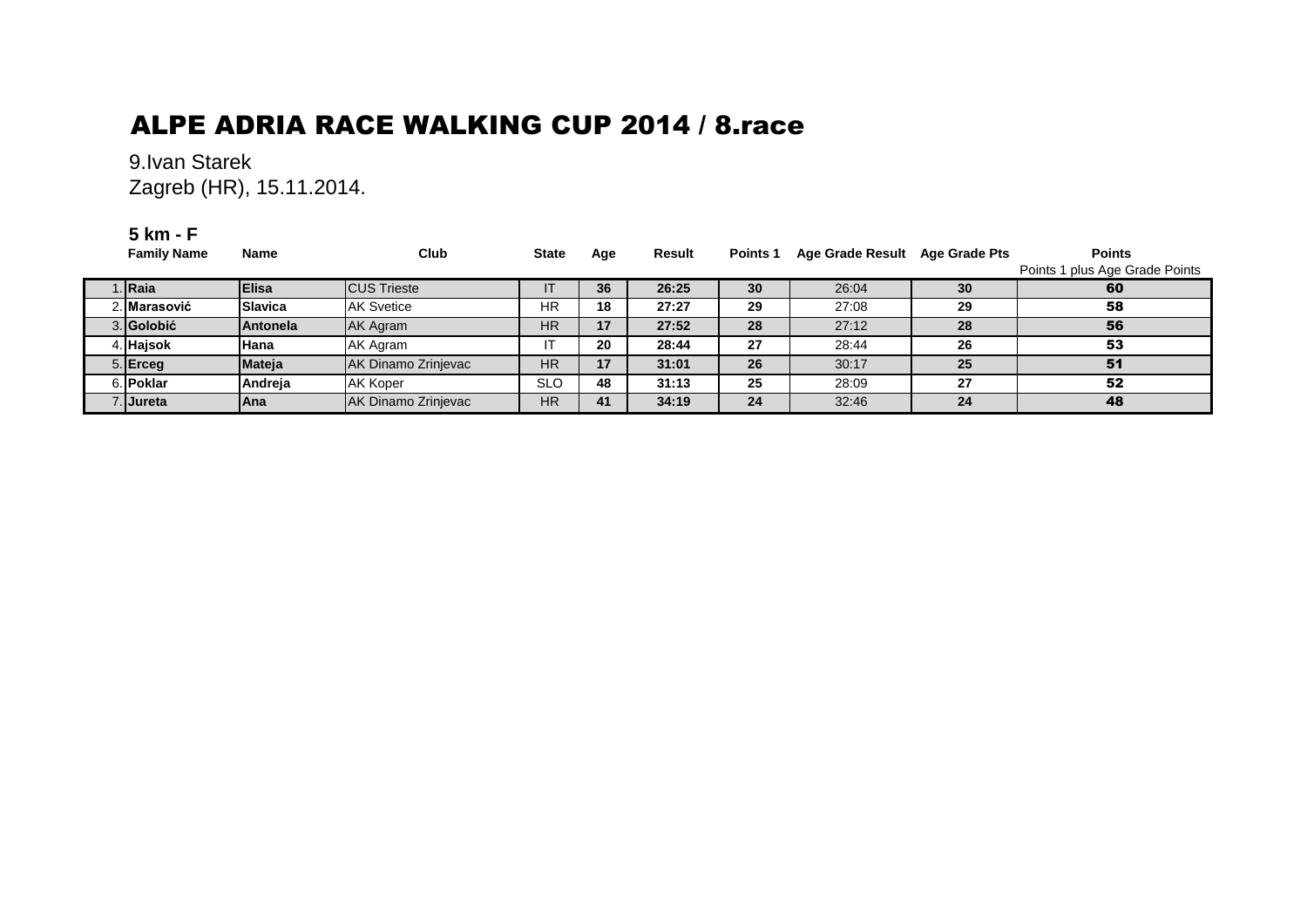# ALPE ADRIA RACE WALKING CUP 2014 / 8.race

9.Ivan Starek

Zagreb (HR), 15.11.2014.

### 5 km - F

| | Family Name | Name | Club | State | Age | Result | Points 1 | Age Grade Result | Age Grade Pts | Points<br>Points 1 plus Age Grade Points |
|---|---|---|---|---|---|---|---|---|---|---|
| 1. | **Raia** | **Elisa** | CUS Trieste | IT | **36** | **26:25** | **30** | 26:04 | **30** | **60** |
| 2. | **Marasović** | **Slavica** | AK Svetice | HR | **18** | **27:27** | **29** | 27:08 | **29** | **58** |
| 3. | **Golobić** | **Antonela** | AK Agram | HR | **17** | **27:52** | **28** | 27:12 | **28** | **56** |
| 4. | **Hajsok** | **Hana** | AK Agram | IT | **20** | **28:44** | **27** | 28:44 | **26** | **53** |
| 5. | **Erceg** | **Mateja** | AK Dinamo Zrinjevac | HR | **17** | **31:01** | **26** | 30:17 | **25** | **51** |
| 6. | **Poklar** | **Andreja** | AK Koper | SLO | **48** | **31:13** | **25** | 28:09 | **27** | **52** |
| 7. | **Jureta** | **Ana** | AK Dinamo Zrinjevac | HR | **41** | **34:19** | **24** | 32:46 | **24** | **48** |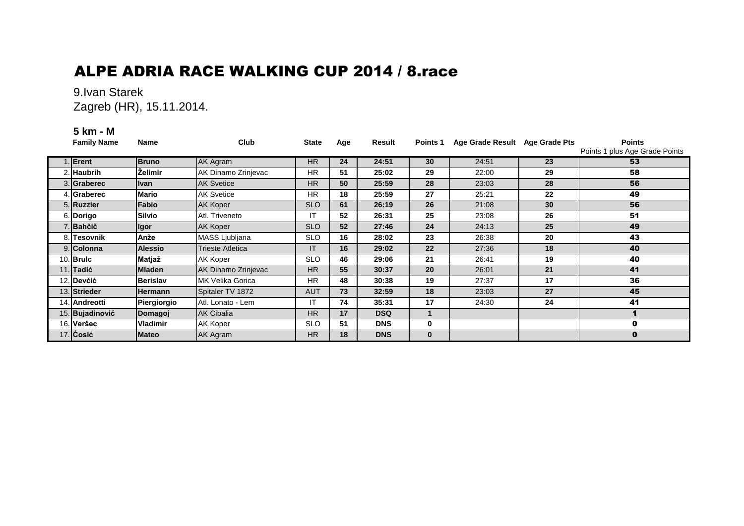# ALPE ADRIA RACE WALKING CUP 2014 / 8.race

9.Ivan Starek
Zagreb (HR), 15.11.2014.

### 5 km - M

| | Family Name | Name | Club | State | Age | Result | Points 1 | Age Grade Result | Age Grade Pts | Points<br>Points 1 plus Age Grade Points |
|---|---|---|---|---|---|---|---|---|---|---|
| 1. | **Erent** | **Bruno** | AK Agram | HR | **24** | **24:51** | **30** | 24:51 | **23** | **53** |
| 2. | **Haubrih** | **Želimir** | AK Dinamo Zrinjevac | HR | **51** | **25:02** | **29** | 22:00 | **29** | **58** |
| 3. | **Graberec** | **Ivan** | AK Svetice | HR | **50** | **25:59** | **28** | 23:03 | **28** | **56** |
| 4. | **Graberec** | **Mario** | AK Svetice | HR | **18** | **25:59** | **27** | 25:21 | **22** | **49** |
| 5. | **Ruzzier** | **Fabio** | AK Koper | SLO | **61** | **26:19** | **26** | 21:08 | **30** | **56** |
| 6. | **Dorigo** | **Silvio** | Atl. Triveneto | IT | **52** | **26:31** | **25** | 23:08 | **26** | **51** |
| 7. | **Bahčič** | **Igor** | AK Koper | SLO | **52** | **27:46** | **24** | 24:13 | **25** | **49** |
| 8. | **Tesovnik** | **Anže** | MASS Ljubljana | SLO | **16** | **28:02** | **23** | 26:38 | **20** | **43** |
| 9. | **Colonna** | **Alessio** | Trieste Atletica | IT | **16** | **29:02** | **22** | 27:36 | **18** | **40** |
| 10. | **Brulc** | **Matjaž** | AK Koper | SLO | **46** | **29:06** | **21** | 26:41 | **19** | **40** |
| 11. | **Tadić** | **Mladen** | AK Dinamo Zrinjevac | HR | **55** | **30:37** | **20** | 26:01 | **21** | **41** |
| 12. | **Devčić** | **Berislav** | MK Velika Gorica | HR | **48** | **30:38** | **19** | 27:37 | **17** | **36** |
| 13. | **Strieder** | **Hermann** | Spitaler TV 1872 | AUT | **73** | **32:59** | **18** | 23:03 | **27** | **45** |
| 14. | **Andreotti** | **Piergiorgio** | Atl. Lonato - Lem | IT | **74** | **35:31** | **17** | 24:30 | **24** | **41** |
| 15. | **Bujadinović** | **Domagoj** | AK Cibalia | HR | **17** | **DSQ** | **1** | | | **1** |
| 16. | **Veršec** | **Vladimir** | AK Koper | SLO | **51** | **DNS** | **0** | | | **0** |
| 17. | **Ćosić** | **Mateo** | AK Agram | HR | **18** | **DNS** | **0** | | | **0** |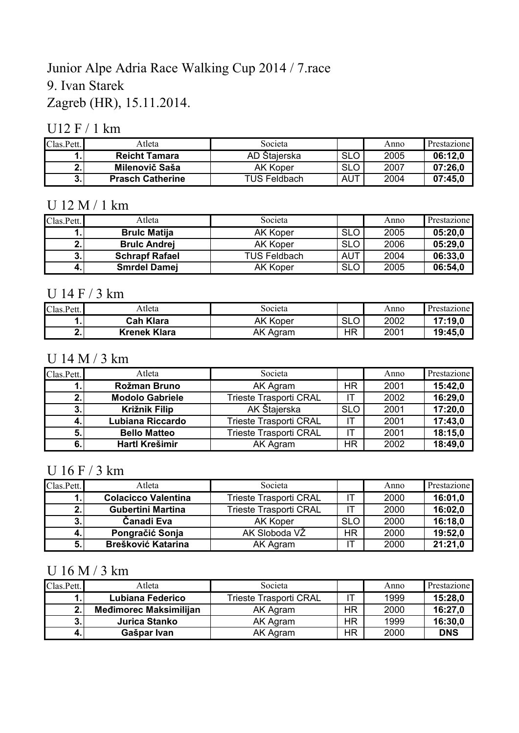# Junior Alpe Adria Race Walking Cup 2014 / 7.race
# 9. Ivan Starek
# Zagreb (HR), 15.11.2014.

## U12 F / 1 km

| Clas.Pett. | Atleta | Societa | | Anno | Prestazione |
|---|---|---|---|---|---|
| **1.** | **Reicht Tamara** | AD Štajerska | SLO | 2005 | **06:12,0** |
| **2.** | **Milenovič Saša** | AK Koper | SLO | 2007 | **07:26,0** |
| **3.** | **Prasch Catherine** | TUS Feldbach | AUT | 2004 | **07:45,0** |

## U 12 M / 1 km

| Clas.Pett. | Atleta | Societa | | Anno | Prestazione |
|---|---|---|---|---|---|
| **1.** | **Brulc Matija** | AK Koper | SLO | 2005 | **05:20,0** |
| **2.** | **Brulc Andrej** | AK Koper | SLO | 2006 | **05:29,0** |
| **3.** | **Schrapf Rafael** | TUS Feldbach | AUT | 2004 | **06:33,0** |
| **4.** | **Smrdel Damej** | AK Koper | SLO | 2005 | **06:54,0** |

## U 14 F / 3 km

| Clas.Pett. | Atleta | Societa | | Anno | Prestazione |
|---|---|---|---|---|---|
| **1.** | **Cah Klara** | AK Koper | SLO | 2002 | **17:19,0** |
| **2.** | **Krenek Klara** | AK Agram | HR | 2001 | **19:45,0** |

## U 14 M / 3 km

| Clas.Pett. | Atleta | Societa | | Anno | Prestazione |
|---|---|---|---|---|---|
| **1.** | **Rožman Bruno** | AK Agram | HR | 2001 | **15:42,0** |
| **2.** | **Modolo Gabriele** | Trieste Trasporti CRAL | IT | 2002 | **16:29,0** |
| **3.** | **Križnik Filip** | AK Štajerska | SLO | 2001 | **17:20,0** |
| **4.** | **Lubiana Riccardo** | Trieste Trasporti CRAL | IT | 2001 | **17:43,0** |
| **5.** | **Bello Matteo** | Trieste Trasporti CRAL | IT | 2001 | **18:15,0** |
| **6.** | **Hartl Krešimir** | AK Agram | HR | 2002 | **18:49,0** |

## U 16 F / 3 km

| Clas.Pett. | Atleta | Societa | | Anno | Prestazione |
|---|---|---|---|---|---|
| **1.** | **Colacicco Valentina** | Trieste Trasporti CRAL | IT | 2000 | **16:01,0** |
| **2.** | **Gubertini Martina** | Trieste Trasporti CRAL | IT | 2000 | **16:02,0** |
| **3.** | **Čanadi Eva** | AK Koper | SLO | 2000 | **16:18,0** |
| **4.** | **Pongračić Sonja** | AK Sloboda VŽ | HR | 2000 | **19:52,0** |
| **5.** | **Brešković Katarina** | AK Agram | IT | 2000 | **21:21,0** |

## U 16 M / 3 km

| Clas.Pett. | Atleta | Societa | | Anno | Prestazione |
|---|---|---|---|---|---|
| **1.** | **Lubiana Federico** | Trieste Trasporti CRAL | IT | 1999 | **15:28,0** |
| **2.** | **Međimorec Maksimilijan** | AK Agram | HR | 2000 | **16:27,0** |
| **3.** | **Jurica Stanko** | AK Agram | HR | 1999 | **16:30,0** |
| **4.** | **Gašpar Ivan** | AK Agram | HR | 2000 | **DNS** |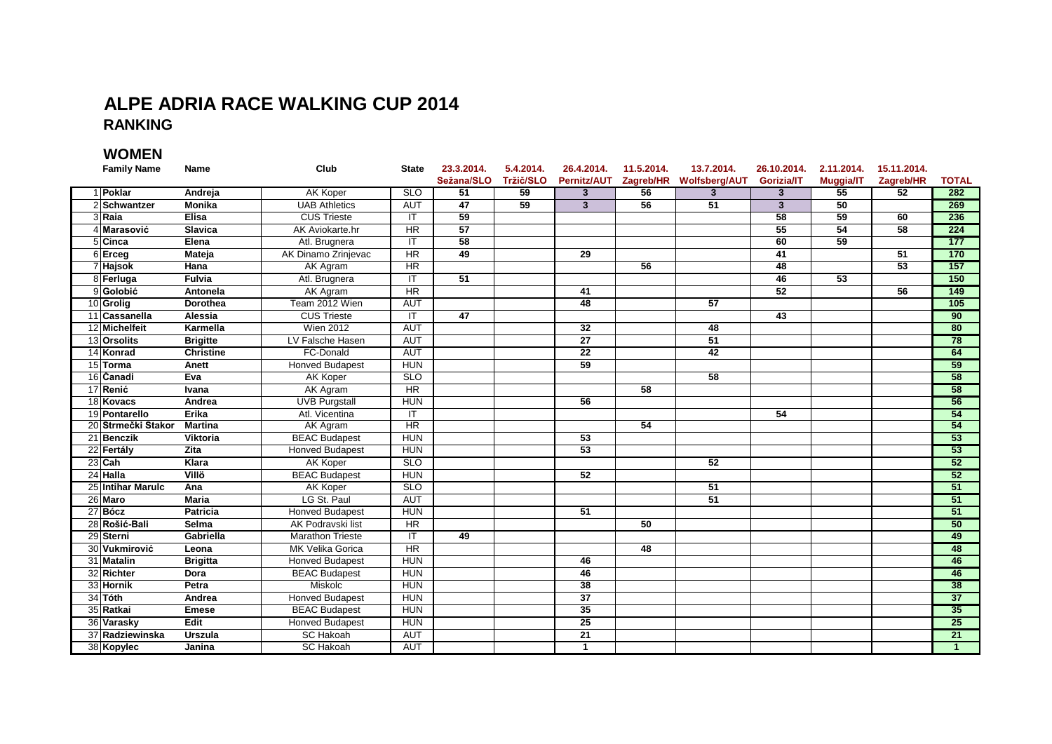# ALPE ADRIA RACE WALKING CUP 2014

## RANKING

### WOMEN

| | Family Name | Name | Club | State | 23.3.2014. Sežana/SLO | 5.4.2014. Tržič/SLO | 26.4.2014. Pernitz/AUT | 11.5.2014. Zagreb/HR | 13.7.2014. Wolfsberg/AUT | 26.10.2014. Gorizia/IT | 2.11.2014. Muggia/IT | 15.11.2014. Zagreb/HR | TOTAL |
|---|---|---|---|---|---|---|---|---|---|---|---|---|---|
| 1 | Poklar | Andreja | AK Koper | SLO | 51 | 59 | 3 | 56 | 3 | 3 | 55 | 52 | 282 |
| 2 | Schwantzer | Monika | UAB Athletics | AUT | 47 | 59 | 3 | 56 | 51 | 3 | 50 | | 269 |
| 3 | Raia | Elisa | CUS Trieste | IT | 59 | | | | | 58 | 59 | 60 | 236 |
| 4 | Marasović | Slavica | AK Aviokarte.hr | HR | 57 | | | | | 55 | 54 | 58 | 224 |
| 5 | Cinca | Elena | Atl. Brugnera | IT | 58 | | | | | 60 | 59 | | 177 |
| 6 | Erceg | Mateja | AK Dinamo Zrinjevac | HR | 49 | | 29 | | | 41 | | 51 | 170 |
| 7 | Hajsok | Hana | AK Agram | HR | | | | 56 | | 48 | | 53 | 157 |
| 8 | Ferluga | Fulvia | Atl. Brugnera | IT | 51 | | | | | 46 | 53 | | 150 |
| 9 | Golobić | Antonela | AK Agram | HR | | | 41 | | | 52 | | 56 | 149 |
| 10 | Grolig | Dorothea | Team 2012 Wien | AUT | | | 48 | | 57 | | | | 105 |
| 11 | Cassanella | Alessia | CUS Trieste | IT | 47 | | | | | 43 | | | 90 |
| 12 | Michelfeit | Karmella | Wien 2012 | AUT | | | 32 | | 48 | | | | 80 |
| 13 | Orsolits | Brigitte | LV Falsche Hasen | AUT | | | 27 | | 51 | | | | 78 |
| 14 | Konrad | Christine | FC-Donald | AUT | | | 22 | | 42 | | | | 64 |
| 15 | Torma | Anett | Honved Budapest | HUN | | | 59 | | | | | | 59 |
| 16 | Čanadi | Eva | AK Koper | SLO | | | | | 58 | | | | 58 |
| 17 | Renić | Ivana | AK Agram | HR | | | | 58 | | | | | 58 |
| 18 | Kovacs | Andrea | UVB Purgstall | HUN | | | 56 | | | | | | 56 |
| 19 | Pontarello | Erika | Atl. Vicentina | IT | | | | | | 54 | | | 54 |
| 20 | Strmečki Stakor | Martina | AK Agram | HR | | | | 54 | | | | | 54 |
| 21 | Benczik | Viktoria | BEAC Budapest | HUN | | | 53 | | | | | | 53 |
| 22 | Fertály | Zita | Honved Budapest | HUN | | | 53 | | | | | | 53 |
| 23 | Cah | Klara | AK Koper | SLO | | | | | 52 | | | | 52 |
| 24 | Halla | Villö | BEAC Budapest | HUN | | | 52 | | | | | | 52 |
| 25 | Intihar Marulc | Ana | AK Koper | SLO | | | | | 51 | | | | 51 |
| 26 | Maro | Maria | LG St. Paul | AUT | | | | | 51 | | | | 51 |
| 27 | Bócz | Patricia | Honved Budapest | HUN | | | 51 | | | | | | 51 |
| 28 | Rošić-Bali | Selma | AK Podravski list | HR | | | | 50 | | | | | 50 |
| 29 | Sterni | Gabriella | Marathon Trieste | IT | 49 | | | | | | | | 49 |
| 30 | Vukmirović | Leona | MK Velika Gorica | HR | | | | 48 | | | | | 48 |
| 31 | Matalin | Brigitta | Honved Budapest | HUN | | | 46 | | | | | | 46 |
| 32 | Richter | Dora | BEAC Budapest | HUN | | | 46 | | | | | | 46 |
| 33 | Hornik | Petra | Miskolc | HUN | | | 38 | | | | | | 38 |
| 34 | Tóth | Andrea | Honved Budapest | HUN | | | 37 | | | | | | 37 |
| 35 | Ratkai | Emese | BEAC Budapest | HUN | | | 35 | | | | | | 35 |
| 36 | Varasky | Edit | Honved Budapest | HUN | | | 25 | | | | | | 25 |
| 37 | Radziewinska | Urszula | SC Hakoah | AUT | | | 21 | | | | | | 21 |
| 38 | Kopylec | Janina | SC Hakoah | AUT | | | 1 | | | | | | 1 |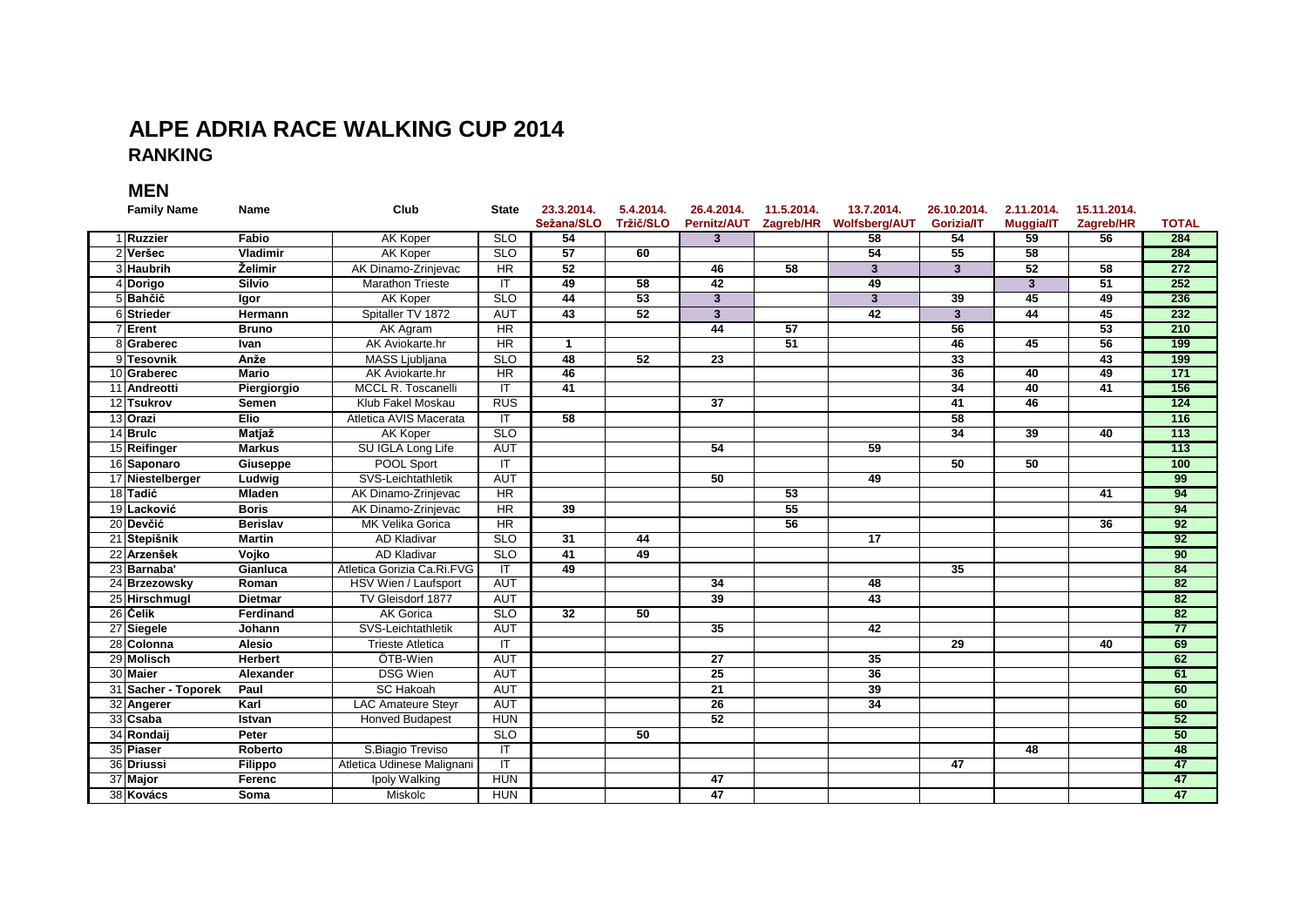# ALPE ADRIA RACE WALKING CUP 2014

## RANKING

### MEN

| | Family Name | Name | Club | State | 23.3.2014. Sežana/SLO | 5.4.2014. Tržič/SLO | 26.4.2014. Pernitz/AUT | 11.5.2014. Zagreb/HR | 13.7.2014. Wolfsberg/AUT | 26.10.2014. Gorizia/IT | 2.11.2014. Muggia/IT | 15.11.2014. Zagreb/HR | TOTAL |
|---|---|---|---|---|---|---|---|---|---|---|---|---|---|
| 1 | Ruzzier | Fabio | AK Koper | SLO | 54 | | 3 | | 58 | 54 | 59 | 56 | 284 |
| 2 | Veršec | Vladimir | AK Koper | SLO | 57 | 60 | | | 54 | 55 | 58 | | 284 |
| 3 | Haubrih | Želimir | AK Dinamo-Zrinjevac | HR | 52 | | 46 | 58 | 3 | 3 | 52 | 58 | 272 |
| 4 | Dorigo | Silvio | Marathon Trieste | IT | 49 | 58 | 42 | | 49 | | 3 | 51 | 252 |
| 5 | Bahčič | Igor | AK Koper | SLO | 44 | 53 | 3 | | 3 | 39 | 45 | 49 | 236 |
| 6 | Strieder | Hermann | Spitaller TV 1872 | AUT | 43 | 52 | 3 | | 42 | 3 | 44 | 45 | 232 |
| 7 | Erent | Bruno | AK Agram | HR | | | 44 | 57 | | 56 | | 53 | 210 |
| 8 | Graberec | Ivan | AK Aviokarte.hr | HR | 1 | | | 51 | | 46 | 45 | 56 | 199 |
| 9 | Tesovnik | Anže | MASS Ljubljana | SLO | 48 | 52 | 23 | | | 33 | | 43 | 199 |
| 10 | Graberec | Mario | AK Aviokarte.hr | HR | 46 | | | | | 36 | 40 | 49 | 171 |
| 11 | Andreotti | Piergiorgio | MCCL R. Toscanelli | IT | 41 | | | | | 34 | 40 | 41 | 156 |
| 12 | Tsukrov | Semen | Klub Fakel Moskau | RUS | | | 37 | | | 41 | 46 | | 124 |
| 13 | Orazi | Elio | Atletica AVIS Macerata | IT | 58 | | | | | 58 | | | 116 |
| 14 | Brulc | Matjaž | AK Koper | SLO | | | | | | 34 | 39 | 40 | 113 |
| 15 | Reifinger | Markus | SU IGLA Long Life | AUT | | | 54 | | 59 | | | | 113 |
| 16 | Saponaro | Giuseppe | POOL Sport | IT | | | | | | 50 | 50 | | 100 |
| 17 | Niestelberger | Ludwig | SVS-Leichtathletik | AUT | | | 50 | | 49 | | | | 99 |
| 18 | Tadić | Mladen | AK Dinamo-Zrinjevac | HR | | | | 53 | | | | 41 | 94 |
| 19 | Lacković | Boris | AK Dinamo-Zrinjevac | HR | 39 | | | 55 | | | | | 94 |
| 20 | Devčić | Berislav | MK Velika Gorica | HR | | | | 56 | | | | 36 | 92 |
| 21 | Stepišnik | Martin | AD Kladivar | SLO | 31 | 44 | | | 17 | | | | 92 |
| 22 | Arzenšek | Vojko | AD Kladivar | SLO | 41 | 49 | | | | | | | 90 |
| 23 | Barnaba' | Gianluca | Atletica Gorizia Ca.Ri.FVG | IT | 49 | | | | | 35 | | | 84 |
| 24 | Brzezowsky | Roman | HSV Wien / Laufsport | AUT | | | 34 | | 48 | | | | 82 |
| 25 | Hirschmugl | Dietmar | TV Gleisdorf 1877 | AUT | | | 39 | | 43 | | | | 82 |
| 26 | Čelik | Ferdinand | AK Gorica | SLO | 32 | 50 | | | | | | | 82 |
| 27 | Siegele | Johann | SVS-Leichtathletik | AUT | | | 35 | | 42 | | | | 77 |
| 28 | Colonna | Alesio | Trieste Atletica | IT | | | | | | 29 | | 40 | 69 |
| 29 | Molisch | Herbert | ÖTB-Wien | AUT | | | 27 | | 35 | | | | 62 |
| 30 | Maier | Alexander | DSG Wien | AUT | | | 25 | | 36 | | | | 61 |
| 31 | Sacher - Toporek | Paul | SC Hakoah | AUT | | | 21 | | 39 | | | | 60 |
| 32 | Angerer | Karl | LAC Amateure Steyr | AUT | | | 26 | | 34 | | | | 60 |
| 33 | Csaba | Istvan | Honved Budapest | HUN | | | 52 | | | | | | 52 |
| 34 | Rondaij | Peter | | SLO | | 50 | | | | | | | 50 |
| 35 | Piaser | Roberto | S.Biagio Treviso | IT | | | | | | | 48 | | 48 |
| 36 | Driussi | Filippo | Atletica Udinese Malignani | IT | | | | | | 47 | | | 47 |
| 37 | Major | Ferenc | Ipoly Walking | HUN | | | 47 | | | | | | 47 |
| 38 | Kovács | Soma | Miskolc | HUN | | | 47 | | | | | | 47 |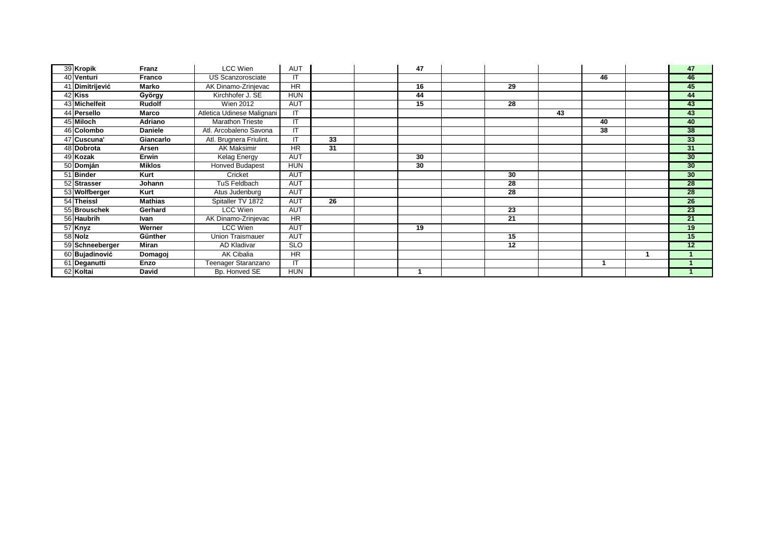| | | | | | | | | | | | | | |
|---|---|---|---|---|---|---|---|---|---|---|---|---|---|
| 39 | **Kropik** | **Franz** | LCC Wien | AUT | | | **47** | | | | | | **47** |
| 40 | **Venturi** | **Franco** | US Scanzorosciate | IT | | | | | | | **46** | | **46** |
| 41 | **Dimitrijević** | **Marko** | AK Dinamo-Zrinjevac | HR | | | **16** | | **29** | | | | **45** |
| 42 | **Kiss** | **György** | Kirchhofer J. SE | HUN | | | **44** | | | | | | **44** |
| 43 | **Michelfeit** | **Rudolf** | Wien 2012 | AUT | | | **15** | | **28** | | | | **43** |
| 44 | **Persello** | **Marco** | Atletica Udinese Malignani | IT | | | | | | **43** | | | **43** |
| 45 | **Miloch** | **Adriano** | Marathon Trieste | IT | | | | | | | **40** | | **40** |
| 46 | **Colombo** | **Daniele** | Atl. Arcobaleno Savona | IT | | | | | | | **38** | | **38** |
| 47 | **Cuscuna'** | **Giancarlo** | Atl. Brugnera Friulint. | IT | **33** | | | | | | | | **33** |
| 48 | **Dobrota** | **Arsen** | AK Maksimir | HR | **31** | | | | | | | | **31** |
| 49 | **Kozak** | **Erwin** | Kelag Energy | AUT | | | **30** | | | | | | **30** |
| 50 | **Domján** | **Miklos** | Honved Budapest | HUN | | | **30** | | | | | | **30** |
| 51 | **Binder** | **Kurt** | Cricket | AUT | | | | | **30** | | | | **30** |
| 52 | **Strasser** | **Johann** | TuS Feldbach | AUT | | | | | **28** | | | | **28** |
| 53 | **Wolfberger** | **Kurt** | Atus Judenburg | AUT | | | | | **28** | | | | **28** |
| 54 | **Theissl** | **Mathias** | Spitaller TV 1872 | AUT | **26** | | | | | | | | **26** |
| 55 | **Brouschek** | **Gerhard** | LCC Wien | AUT | | | | | **23** | | | | **23** |
| 56 | **Haubrih** | **Ivan** | AK Dinamo-Zrinjevac | HR | | | | | **21** | | | | **21** |
| 57 | **Knyz** | **Werner** | LCC Wien | AUT | | | **19** | | | | | | **19** |
| 58 | **Nolz** | **Günther** | Union Traismauer | AUT | | | | | **15** | | | | **15** |
| 59 | **Schneeberger** | **Miran** | AD Kladivar | SLO | | | | | **12** | | | | **12** |
| 60 | **Bujadinović** | **Domagoj** | AK Cibalia | HR | | | | | | | | **1** | **1** |
| 61 | **Deganutti** | **Enzo** | Teenager Staranzano | IT | | | | | | | **1** | | **1** |
| 62 | **Koltai** | **David** | Bp. Honved SE | HUN | | | **1** | | | | | | **1** |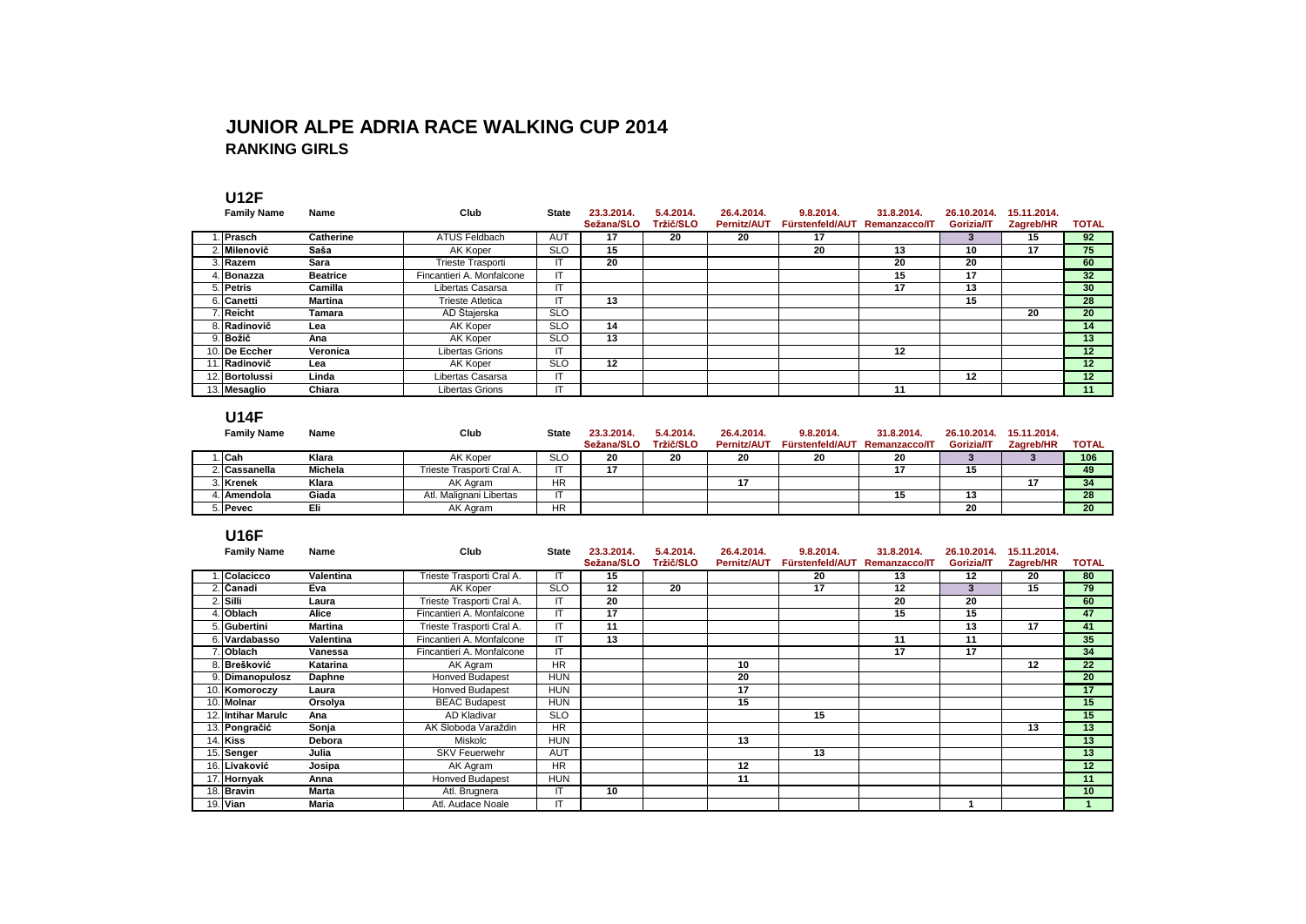# JUNIOR ALPE ADRIA RACE WALKING CUP 2014

## RANKING GIRLS

### U12F

| | Family Name | Name | Club | State | 23.3.2014. Sežana/SLO | 5.4.2014. Tržič/SLO | 26.4.2014. Pernitz/AUT | 9.8.2014. Fürstenfeld/AUT | 31.8.2014. Remanzacco/IT | 26.10.2014. Gorizia/IT | 15.11.2014. Zagreb/HR | TOTAL |
|---|---|---|---|---|---|---|---|---|---|---|---|---|
| 1. | Prasch | Catherine | ATUS Feldbach | AUT | 17 | 20 | 20 | 17 | | 3 | 15 | 92 |
| 2. | Milenovič | Saša | AK Koper | SLO | 15 | | | 20 | 13 | 10 | 17 | 75 |
| 3. | Razem | Sara | Trieste Trasporti | IT | 20 | | | | 20 | 20 | | 60 |
| 4. | Bonazza | Beatrice | Fincantieri A. Monfalcone | IT | | | | | 15 | 17 | | 32 |
| 5. | Petris | Camilla | Libertas Casarsa | IT | | | | | 17 | 13 | | 30 |
| 6. | Canetti | Martina | Trieste Atletica | IT | 13 | | | | | 15 | | 28 |
| 7. | Reicht | Tamara | AD Štajerska | SLO | | | | | | | 20 | 20 |
| 8. | Radinovič | Lea | AK Koper | SLO | 14 | | | | | | | 14 |
| 9. | Božič | Ana | AK Koper | SLO | 13 | | | | | | | 13 |
| 10. | De Eccher | Veronica | Libertas Grions | IT | | | | | 12 | | | 12 |
| 11. | Radinovič | Lea | AK Koper | SLO | 12 | | | | | | | 12 |
| 12. | Bortolussi | Linda | Libertas Casarsa | IT | | | | | | 12 | | 12 |
| 13. | Mesaglio | Chiara | Libertas Grions | IT | | | | | 11 | | | 11 |

### U14F

| | Family Name | Name | Club | State | 23.3.2014. Sežana/SLO | 5.4.2014. Tržič/SLO | 26.4.2014. Pernitz/AUT | 9.8.2014. Fürstenfeld/AUT | 31.8.2014. Remanzacco/IT | 26.10.2014. Gorizia/IT | 15.11.2014. Zagreb/HR | TOTAL |
|---|---|---|---|---|---|---|---|---|---|---|---|---|
| 1. | Cah | Klara | AK Koper | SLO | 20 | 20 | 20 | 20 | 20 | 3 | 3 | 106 |
| 2. | Cassanella | Michela | Trieste Trasporti Cral A. | IT | 17 | | | | 17 | 15 | | 49 |
| 3. | Krenek | Klara | AK Agram | HR | | | 17 | | | | 17 | 34 |
| 4. | Amendola | Giada | Atl. Malignani Libertas | IT | | | | | 15 | 13 | | 28 |
| 5. | Pevec | Eli | AK Agram | HR | | | | | | 20 | | 20 |

### U16F

| | Family Name | Name | Club | State | 23.3.2014. Sežana/SLO | 5.4.2014. Tržič/SLO | 26.4.2014. Pernitz/AUT | 9.8.2014. Fürstenfeld/AUT | 31.8.2014. Remanzacco/IT | 26.10.2014. Gorizia/IT | 15.11.2014. Zagreb/HR | TOTAL |
|---|---|---|---|---|---|---|---|---|---|---|---|---|
| 1. | Colacicco | Valentina | Trieste Trasporti Cral A. | IT | 15 | | | 20 | 13 | 12 | 20 | 80 |
| 2. | Čanadi | Eva | AK Koper | SLO | 12 | 20 | | 17 | 12 | 3 | 15 | 79 |
| 2. | Silli | Laura | Trieste Trasporti Cral A. | IT | 20 | | | | 20 | 20 | | 60 |
| 4. | Oblach | Alice | Fincantieri A. Monfalcone | IT | 17 | | | | 15 | 15 | | 47 |
| 5. | Gubertini | Martina | Trieste Trasporti Cral A. | IT | 11 | | | | | 13 | 17 | 41 |
| 6. | Vardabasso | Valentina | Fincantieri A. Monfalcone | IT | 13 | | | | 11 | 11 | | 35 |
| 7. | Oblach | Vanessa | Fincantieri A. Monfalcone | IT | | | | | 17 | 17 | | 34 |
| 8. | Brešković | Katarina | AK Agram | HR | | | 10 | | | | 12 | 22 |
| 9. | Dimanopulosz | Daphne | Honved Budapest | HUN | | | 20 | | | | | 20 |
| 10. | Komoroczy | Laura | Honved Budapest | HUN | | | 17 | | | | | 17 |
| 10. | Molnar | Orsolya | BEAC Budapest | HUN | | | 15 | | | | | 15 |
| 12. | Intihar Marulc | Ana | AD Kladivar | SLO | | | | 15 | | | | 15 |
| 13. | Pongračić | Sonja | AK Sloboda Varaždin | HR | | | | | | | 13 | 13 |
| 14. | Kiss | Debora | Miskolc | HUN | | | 13 | | | | | 13 |
| 15. | Senger | Julia | SKV Feuerwehr | AUT | | | | 13 | | | | 13 |
| 16. | Livaković | Josipa | AK Agram | HR | | | 12 | | | | | 12 |
| 17. | Hornyak | Anna | Honved Budapest | HUN | | | 11 | | | | | 11 |
| 18. | Bravin | Marta | Atl. Brugnera | IT | 10 | | | | | | | 10 |
| 19. | Vian | Maria | Atl. Audace Noale | IT | | | | | | 1 | | 1 |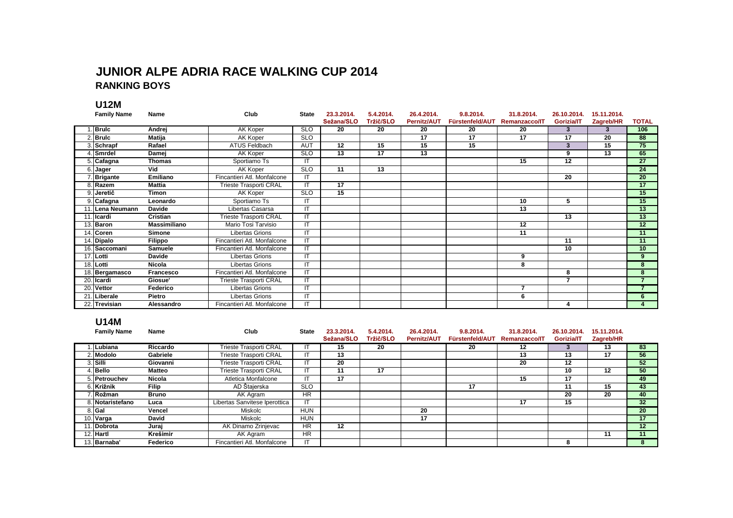# JUNIOR ALPE ADRIA RACE WALKING CUP 2014

## RANKING BOYS

### U12M

| | Family Name | Name | Club | State | 23.3.2014. Sežana/SLO | 5.4.2014. Tržič/SLO | 26.4.2014. Pernitz/AUT | 9.8.2014. Fürstenfeld/AUT | 31.8.2014. Remanzacco/IT | 26.10.2014. Gorizia/IT | 15.11.2014. Zagreb/HR | TOTAL |
|---|---|---|---|---|---|---|---|---|---|---|---|---|
| 1. | Brulc | Andrej | AK Koper | SLO | 20 | 20 | 20 | 20 | 20 | 3 | 3 | 106 |
| 2. | Brulc | Matija | AK Koper | SLO | | | 17 | 17 | 17 | 17 | 20 | 88 |
| 3. | Schrapf | Rafael | ATUS Feldbach | AUT | 12 | 15 | 15 | 15 | | 3 | 15 | 75 |
| 4. | Smrdel | Damej | AK Koper | SLO | 13 | 17 | 13 | | | 9 | 13 | 65 |
| 5. | Cafagna | Thomas | Sportiamo Ts | IT | | | | | 15 | 12 | | 27 |
| 6. | Jager | Vid | AK Koper | SLO | 11 | 13 | | | | | | 24 |
| 7. | Brigante | Emiliano | Fincantieri Atl. Monfalcone | IT | | | | | | 20 | | 20 |
| 8. | Razem | Mattia | Trieste Trasporti CRAL | IT | 17 | | | | | | | 17 |
| 9. | Jeretič | Timon | AK Koper | SLO | 15 | | | | | | | 15 |
| 9. | Cafagna | Leonardo | Sportiamo Ts | IT | | | | | 10 | 5 | | 15 |
| 11. | Lena Neumann | Davide | Libertas Casarsa | IT | | | | | 13 | | | 13 |
| 11. | Icardi | Cristian | Trieste Trasporti CRAL | IT | | | | | | 13 | | 13 |
| 13. | Baron | Massimiliano | Mario Tosi Tarvisio | IT | | | | | 12 | | | 12 |
| 14. | Coren | Simone | Libertas Grions | IT | | | | | 11 | | | 11 |
| 14. | Dipalo | Filippo | Fincantieri Atl. Monfalcone | IT | | | | | | 11 | | 11 |
| 16. | Saccomani | Samuele | Fincantieri Atl. Monfalcone | IT | | | | | | 10 | | 10 |
| 17. | Lotti | Davide | Libertas Grions | IT | | | | | 9 | | | 9 |
| 18. | Lotti | Nicola | Libertas Grions | IT | | | | | 8 | | | 8 |
| 18. | Bergamasco | Francesco | Fincantieri Atl. Monfalcone | IT | | | | | | 8 | | 8 |
| 20. | Icardi | Giosue' | Trieste Trasporti CRAL | IT | | | | | | 7 | | 7 |
| 20. | Vettor | Federico | Libertas Grions | IT | | | | | 7 | | | 7 |
| 21. | Liberale | Pietro | Libertas Grions | IT | | | | | 6 | | | 6 |
| 22. | Trevisian | Alessandro | Fincantieri Atl. Monfalcone | IT | | | | | | 4 | | 4 |

### U14M

| | Family Name | Name | Club | State | 23.3.2014. Sežana/SLO | 5.4.2014. Tržič/SLO | 26.4.2014. Pernitz/AUT | 9.8.2014. Fürstenfeld/AUT | 31.8.2014. Remanzacco/IT | 26.10.2014. Gorizia/IT | 15.11.2014. Zagreb/HR | |
|---|---|---|---|---|---|---|---|---|---|---|---|---|
| 1. | Lubiana | Riccardo | Trieste Trasporti CRAL | IT | 15 | 20 | | 20 | 12 | 3 | 13 | 83 |
| 2. | Modolo | Gabriele | Trieste Trasporti CRAL | IT | 13 | | | | 13 | 13 | 17 | 56 |
| 3. | Silli | Giovanni | Trieste Trasporti CRAL | IT | 20 | | | | 20 | 12 | | 52 |
| 4. | Bello | Matteo | Trieste Trasporti CRAL | IT | 11 | 17 | | | | 10 | 12 | 50 |
| 5. | Petrouchev | Nicola | Atletica Monfalcone | IT | 17 | | | | 15 | 17 | | 49 |
| 6. | Križnik | Filip | AD Štajerska | SLO | | | | 17 | | 11 | 15 | 43 |
| 7. | Rožman | Bruno | AK Agram | HR | | | | | | 20 | 20 | 40 |
| 8. | Notaristefano | Luca | Libertas Sanvitese Iperottica | IT | | | | | 17 | 15 | | 32 |
| 8. | Gal | Vencel | Miskolc | HUN | | | 20 | | | | | 20 |
| 10. | Varga | David | Miskolc | HUN | | | 17 | | | | | 17 |
| 11. | Dobrota | Juraj | AK Dinamo Zrinjevac | HR | 12 | | | | | | | 12 |
| 12. | Hartl | Krešimir | AK Agram | HR | | | | | | | 11 | 11 |
| 13. | Barnaba' | Federico | Fincantieri Atl. Monfalcone | IT | | | | | | 8 | | 8 |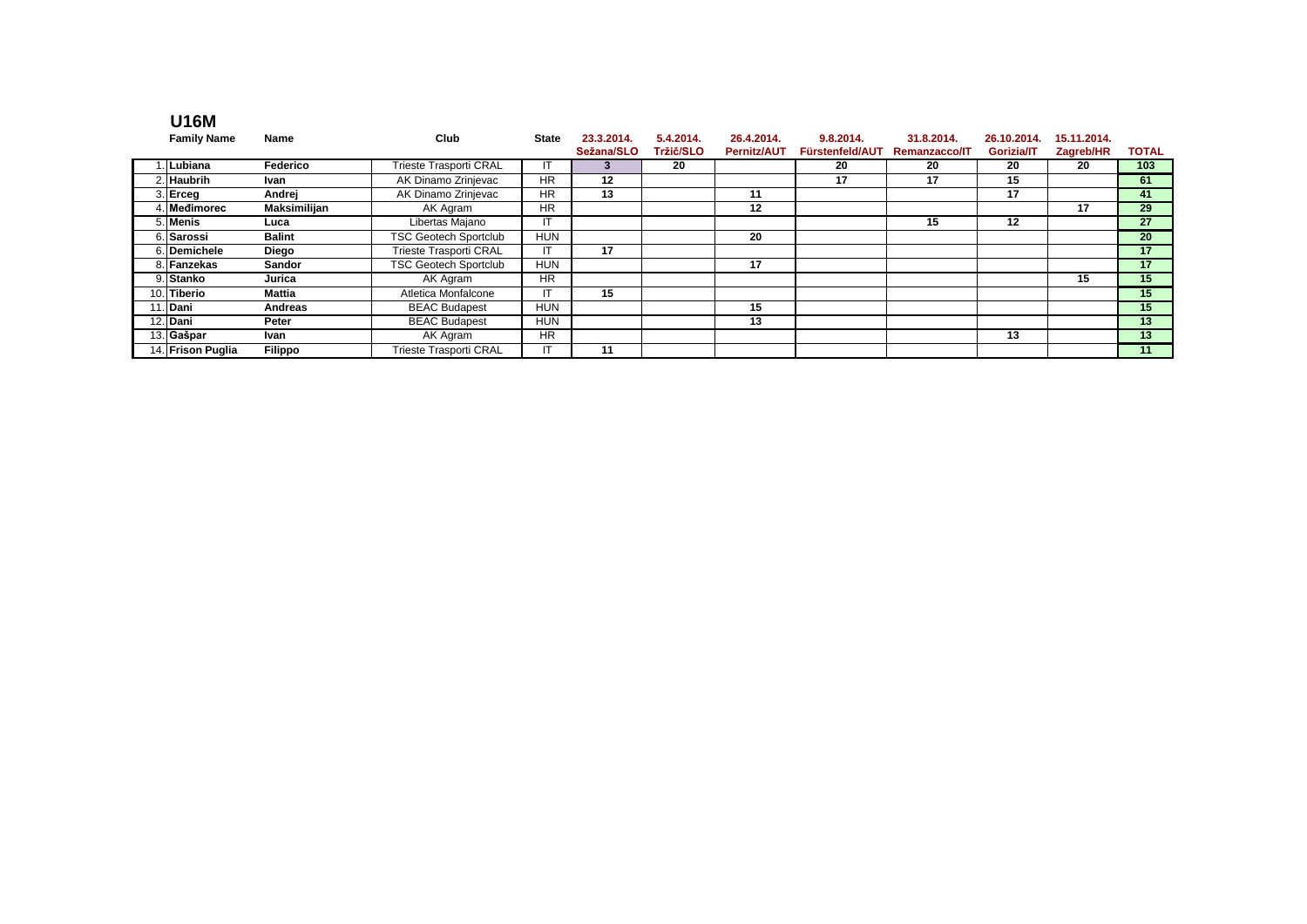## U16M

| | Family Name | Name | Club | State | 23.3.2014. Sežana/SLO | 5.4.2014. Tržič/SLO | 26.4.2014. Pernitz/AUT | 9.8.2014. Fürstenfeld/AUT | 31.8.2014. Remanzacco/IT | 26.10.2014. Gorizia/IT | 15.11.2014. Zagreb/HR | TOTAL |
|---|---|---|---|---|---|---|---|---|---|---|---|---|
| 1. | Lubiana | Federico | Trieste Trasporti CRAL | IT | 3 | 20 | | 20 | 20 | 20 | 20 | 103 |
| 2. | Haubrih | Ivan | AK Dinamo Zrinjevac | HR | 12 | | | 17 | 17 | 15 | | 61 |
| 3. | Erceg | Andrej | AK Dinamo Zrinjevac | HR | 13 | | 11 | | | 17 | | 41 |
| 4. | Međimorec | Maksimilijan | AK Agram | HR | | | 12 | | | | 17 | 29 |
| 5. | Menis | Luca | Libertas Majano | IT | | | | | 15 | 12 | | 27 |
| 6. | Sarossi | Balint | TSC Geotech Sportclub | HUN | | | 20 | | | | | 20 |
| 6. | Demichele | Diego | Trieste Trasporti CRAL | IT | 17 | | | | | | | 17 |
| 8. | Fanzekas | Sandor | TSC Geotech Sportclub | HUN | | | 17 | | | | | 17 |
| 9. | Stanko | Jurica | AK Agram | HR | | | | | | | 15 | 15 |
| 10. | Tiberio | Mattia | Atletica Monfalcone | IT | 15 | | | | | | | 15 |
| 11. | Dani | Andreas | BEAC Budapest | HUN | | | 15 | | | | | 15 |
| 12. | Dani | Peter | BEAC Budapest | HUN | | | 13 | | | | | 13 |
| 13. | Gašpar | Ivan | AK Agram | HR | | | | | | 13 | | 13 |
| 14. | Frison Puglia | Filippo | Trieste Trasporti CRAL | IT | 11 | | | | | | | 11 |